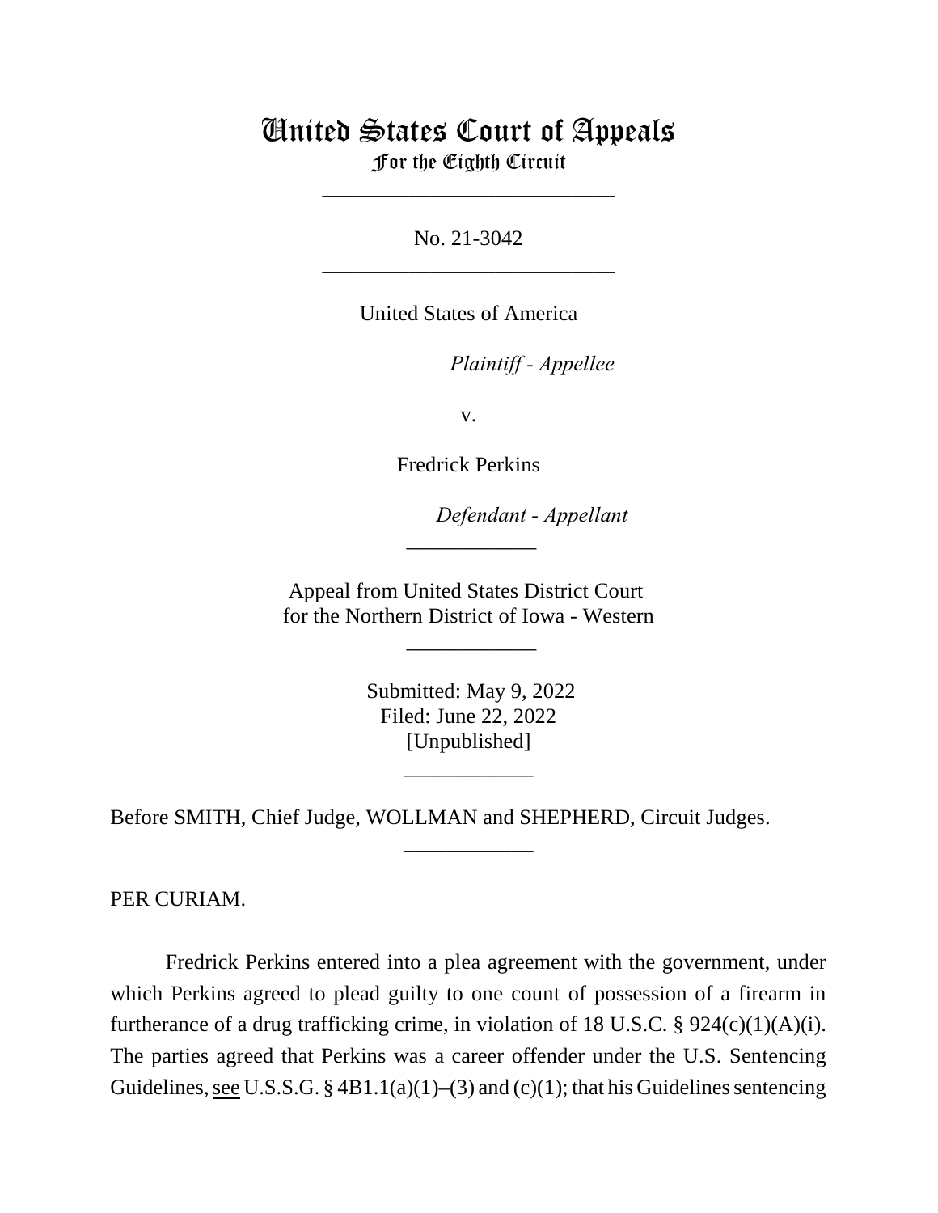# United States Court of Appeals
## For the Eighth Circuit

___________________________

No. 21-3042

___________________________

United States of America

*Plaintiff - Appellee*

v.

Fredrick Perkins

*Defendant - Appellant*

____________

Appeal from United States District Court
for the Northern District of Iowa - Western

____________

Submitted: May 9, 2022
Filed: June 22, 2022
[Unpublished]

____________

Before SMITH, Chief Judge, WOLLMAN and SHEPHERD, Circuit Judges.

____________

PER CURIAM.

Fredrick Perkins entered into a plea agreement with the government, under which Perkins agreed to plead guilty to one count of possession of a firearm in furtherance of a drug trafficking crime, in violation of 18 U.S.C. § 924(c)(1)(A)(i). The parties agreed that Perkins was a career offender under the U.S. Sentencing Guidelines, see U.S.S.G. § 4B1.1(a)(1)–(3) and (c)(1); that his Guidelines sentencing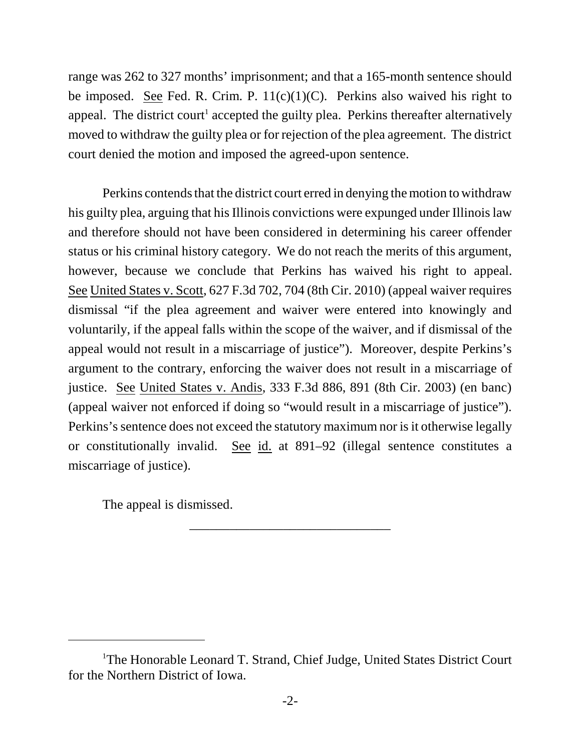range was 262 to 327 months' imprisonment; and that a 165-month sentence should be imposed. See Fed. R. Crim. P. 11(c)(1)(C). Perkins also waived his right to appeal. The district court[1] accepted the guilty plea. Perkins thereafter alternatively moved to withdraw the guilty plea or for rejection of the plea agreement. The district court denied the motion and imposed the agreed-upon sentence.

Perkins contends that the district court erred in denying the motion to withdraw his guilty plea, arguing that his Illinois convictions were expunged under Illinois law and therefore should not have been considered in determining his career offender status or his criminal history category. We do not reach the merits of this argument, however, because we conclude that Perkins has waived his right to appeal. See United States v. Scott, 627 F.3d 702, 704 (8th Cir. 2010) (appeal waiver requires dismissal "if the plea agreement and waiver were entered into knowingly and voluntarily, if the appeal falls within the scope of the waiver, and if dismissal of the appeal would not result in a miscarriage of justice"). Moreover, despite Perkins's argument to the contrary, enforcing the waiver does not result in a miscarriage of justice. See United States v. Andis, 333 F.3d 886, 891 (8th Cir. 2003) (en banc) (appeal waiver not enforced if doing so "would result in a miscarriage of justice"). Perkins's sentence does not exceed the statutory maximum nor is it otherwise legally or constitutionally invalid. See id. at 891–92 (illegal sentence constitutes a miscarriage of justice).

The appeal is dismissed.

______________________________

[1] The Honorable Leonard T. Strand, Chief Judge, United States District Court for the Northern District of Iowa.